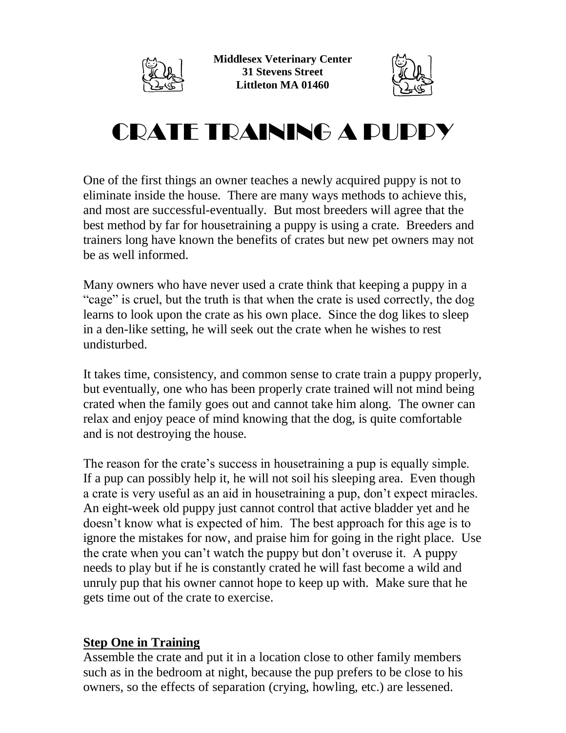**Middlesex Veterinary Center**
**31 Stevens Street**
**Littleton MA 01460**

# CRATE TRAINING A PUPPY

One of the first things an owner teaches a newly acquired puppy is not to eliminate inside the house. There are many ways methods to achieve this, and most are successful-eventually. But most breeders will agree that the best method by far for housetraining a puppy is using a crate. Breeders and trainers long have known the benefits of crates but new pet owners may not be as well informed.

Many owners who have never used a crate think that keeping a puppy in a "cage" is cruel, but the truth is that when the crate is used correctly, the dog learns to look upon the crate as his own place. Since the dog likes to sleep in a den-like setting, he will seek out the crate when he wishes to rest undisturbed.

It takes time, consistency, and common sense to crate train a puppy properly, but eventually, one who has been properly crate trained will not mind being crated when the family goes out and cannot take him along. The owner can relax and enjoy peace of mind knowing that the dog, is quite comfortable and is not destroying the house.

The reason for the crate's success in housetraining a pup is equally simple. If a pup can possibly help it, he will not soil his sleeping area. Even though a crate is very useful as an aid in housetraining a pup, don't expect miracles. An eight-week old puppy just cannot control that active bladder yet and he doesn't know what is expected of him. The best approach for this age is to ignore the mistakes for now, and praise him for going in the right place. Use the crate when you can't watch the puppy but don't overuse it. A puppy needs to play but if he is constantly crated he will fast become a wild and unruly pup that his owner cannot hope to keep up with. Make sure that he gets time out of the crate to exercise.

## Step One in Training

Assemble the crate and put it in a location close to other family members such as in the bedroom at night, because the pup prefers to be close to his owners, so the effects of separation (crying, howling, etc.) are lessened.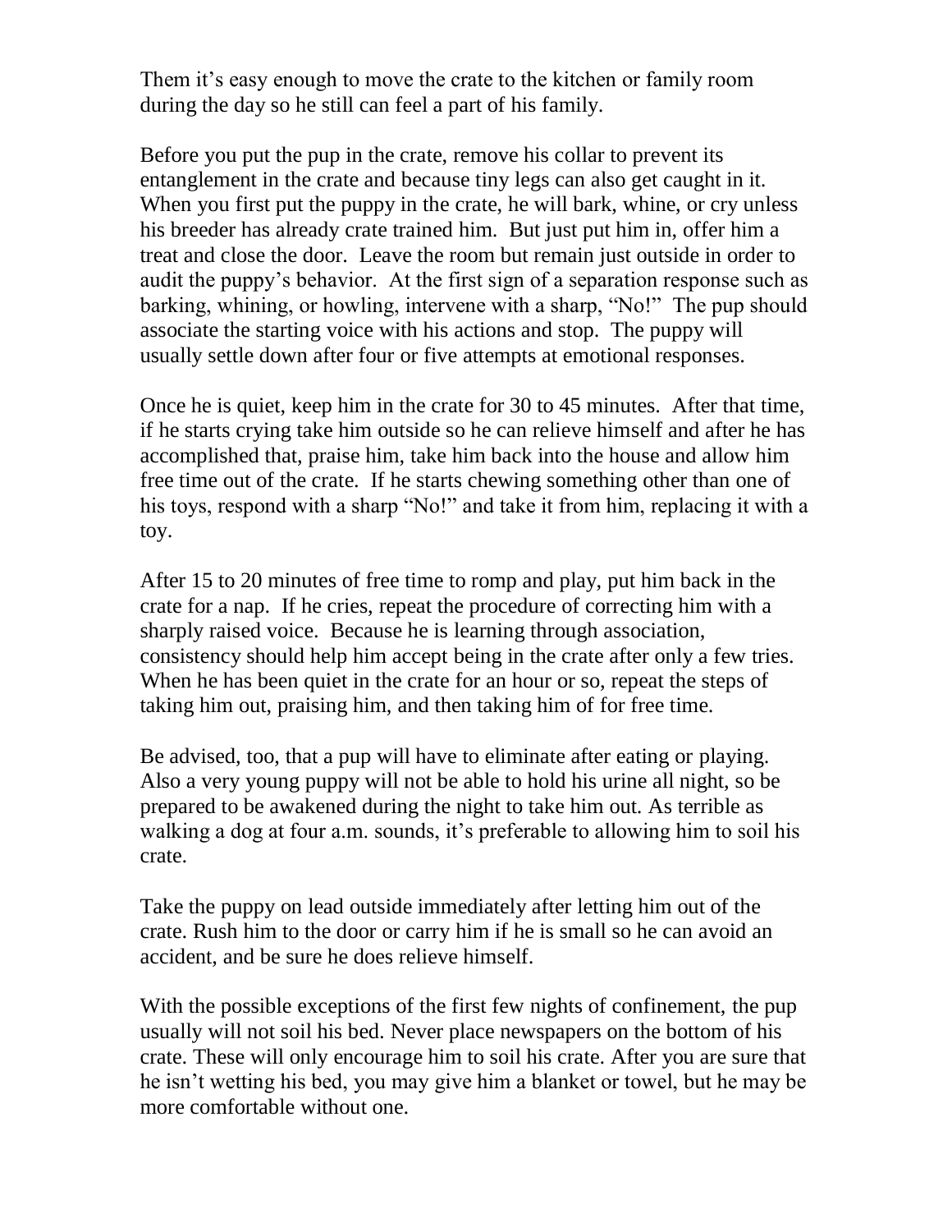Them it's easy enough to move the crate to the kitchen or family room during the day so he still can feel a part of his family.

Before you put the pup in the crate, remove his collar to prevent its entanglement in the crate and because tiny legs can also get caught in it. When you first put the puppy in the crate, he will bark, whine, or cry unless his breeder has already crate trained him. But just put him in, offer him a treat and close the door. Leave the room but remain just outside in order to audit the puppy's behavior. At the first sign of a separation response such as barking, whining, or howling, intervene with a sharp, "No!" The pup should associate the starting voice with his actions and stop. The puppy will usually settle down after four or five attempts at emotional responses.

Once he is quiet, keep him in the crate for 30 to 45 minutes. After that time, if he starts crying take him outside so he can relieve himself and after he has accomplished that, praise him, take him back into the house and allow him free time out of the crate. If he starts chewing something other than one of his toys, respond with a sharp "No!" and take it from him, replacing it with a toy.

After 15 to 20 minutes of free time to romp and play, put him back in the crate for a nap. If he cries, repeat the procedure of correcting him with a sharply raised voice. Because he is learning through association, consistency should help him accept being in the crate after only a few tries. When he has been quiet in the crate for an hour or so, repeat the steps of taking him out, praising him, and then taking him of for free time.

Be advised, too, that a pup will have to eliminate after eating or playing. Also a very young puppy will not be able to hold his urine all night, so be prepared to be awakened during the night to take him out. As terrible as walking a dog at four a.m. sounds, it's preferable to allowing him to soil his crate.

Take the puppy on lead outside immediately after letting him out of the crate. Rush him to the door or carry him if he is small so he can avoid an accident, and be sure he does relieve himself.

With the possible exceptions of the first few nights of confinement, the pup usually will not soil his bed. Never place newspapers on the bottom of his crate. These will only encourage him to soil his crate. After you are sure that he isn't wetting his bed, you may give him a blanket or towel, but he may be more comfortable without one.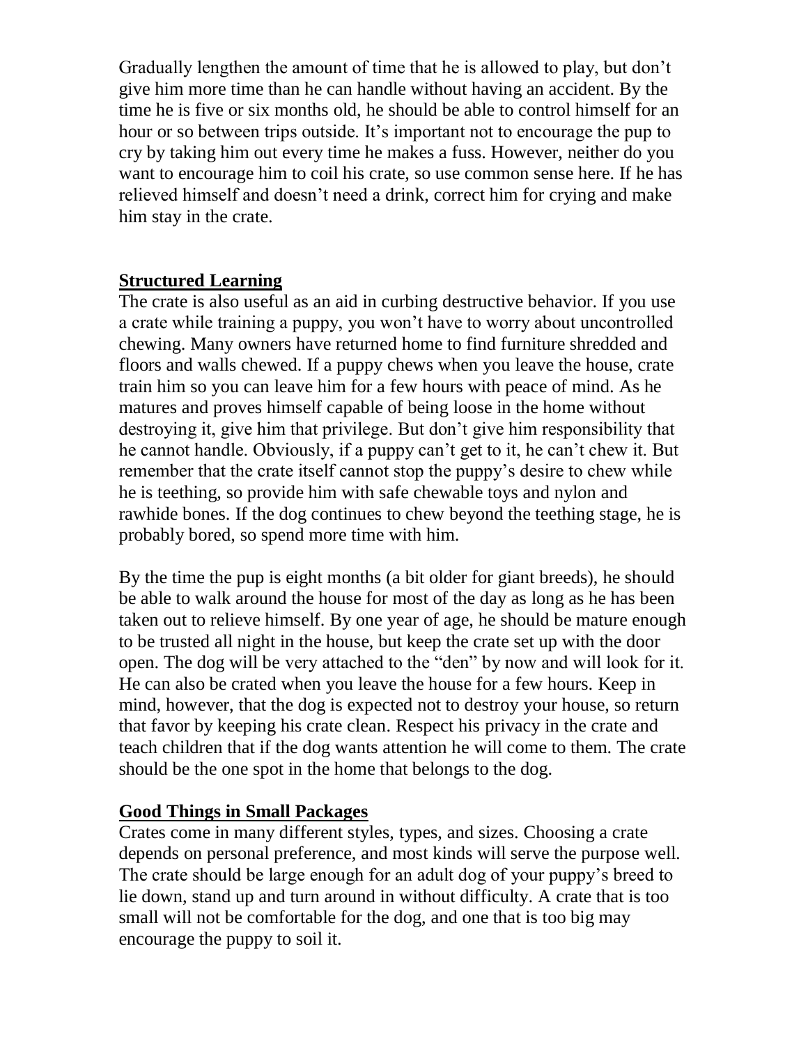Gradually lengthen the amount of time that he is allowed to play, but don't give him more time than he can handle without having an accident. By the time he is five or six months old, he should be able to control himself for an hour or so between trips outside. It's important not to encourage the pup to cry by taking him out every time he makes a fuss. However, neither do you want to encourage him to coil his crate, so use common sense here. If he has relieved himself and doesn't need a drink, correct him for crying and make him stay in the crate.

## **Structured Learning**

The crate is also useful as an aid in curbing destructive behavior. If you use a crate while training a puppy, you won't have to worry about uncontrolled chewing. Many owners have returned home to find furniture shredded and floors and walls chewed. If a puppy chews when you leave the house, crate train him so you can leave him for a few hours with peace of mind. As he matures and proves himself capable of being loose in the home without destroying it, give him that privilege. But don't give him responsibility that he cannot handle. Obviously, if a puppy can't get to it, he can't chew it. But remember that the crate itself cannot stop the puppy's desire to chew while he is teething, so provide him with safe chewable toys and nylon and rawhide bones. If the dog continues to chew beyond the teething stage, he is probably bored, so spend more time with him.

By the time the pup is eight months (a bit older for giant breeds), he should be able to walk around the house for most of the day as long as he has been taken out to relieve himself. By one year of age, he should be mature enough to be trusted all night in the house, but keep the crate set up with the door open. The dog will be very attached to the "den" by now and will look for it. He can also be crated when you leave the house for a few hours. Keep in mind, however, that the dog is expected not to destroy your house, so return that favor by keeping his crate clean. Respect his privacy in the crate and teach children that if the dog wants attention he will come to them. The crate should be the one spot in the home that belongs to the dog.

## **Good Things in Small Packages**

Crates come in many different styles, types, and sizes. Choosing a crate depends on personal preference, and most kinds will serve the purpose well. The crate should be large enough for an adult dog of your puppy's breed to lie down, stand up and turn around in without difficulty. A crate that is too small will not be comfortable for the dog, and one that is too big may encourage the puppy to soil it.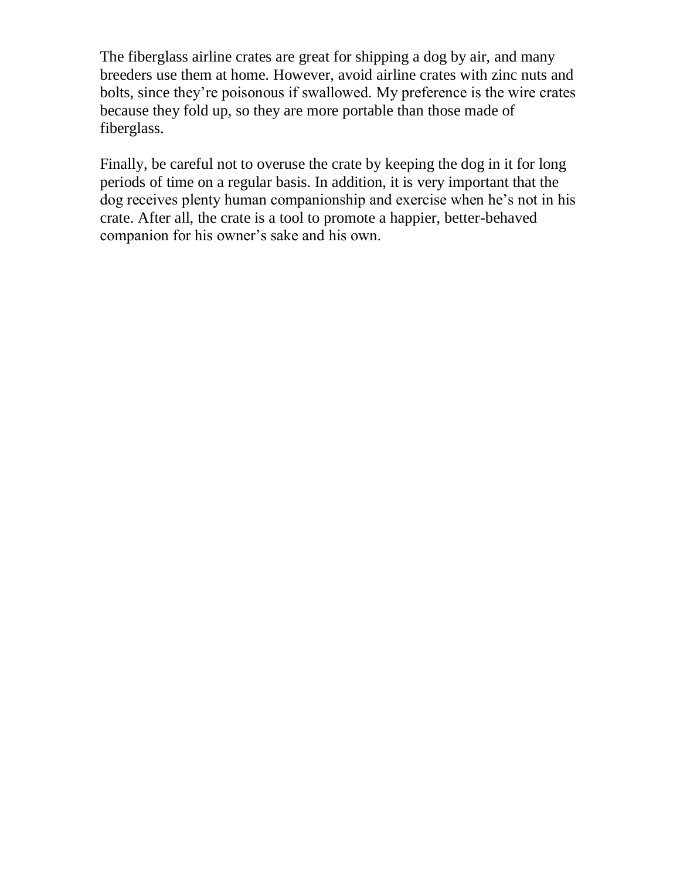The fiberglass airline crates are great for shipping a dog by air, and many breeders use them at home. However, avoid airline crates with zinc nuts and bolts, since they're poisonous if swallowed. My preference is the wire crates because they fold up, so they are more portable than those made of fiberglass.

Finally, be careful not to overuse the crate by keeping the dog in it for long periods of time on a regular basis. In addition, it is very important that the dog receives plenty human companionship and exercise when he's not in his crate. After all, the crate is a tool to promote a happier, better-behaved companion for his owner's sake and his own.